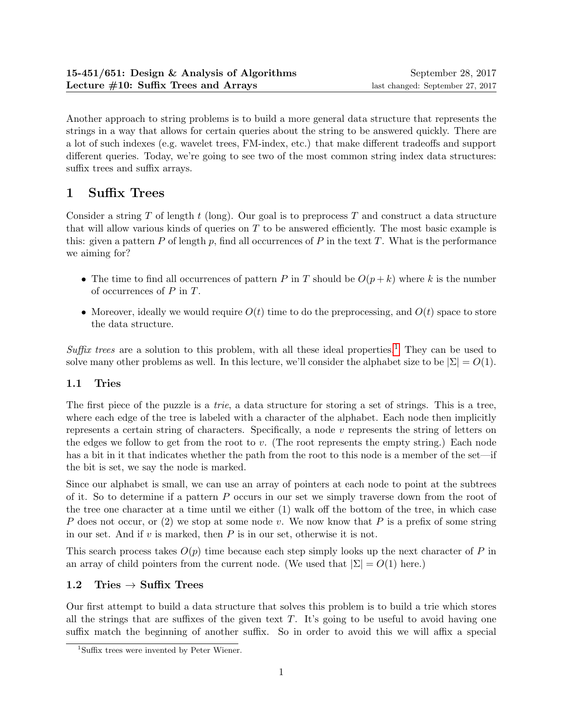**15-451/651: Design & Analysis of Algorithms** September 28, 2017
**Lecture #10: Suffix Trees and Arrays** last changed: September 27, 2017

Another approach to string problems is to build a more general data structure that represents the strings in a way that allows for certain queries about the string to be answered quickly. There are a lot of such indexes (e.g. wavelet trees, FM-index, etc.) that make different tradeoffs and support different queries. Today, we're going to see two of the most common string index data structures: suffix trees and suffix arrays.

# 1 Suffix Trees

Consider a string $T$ of length $t$ (long). Our goal is to preprocess $T$ and construct a data structure that will allow various kinds of queries on $T$ to be answered efficiently. The most basic example is this: given a pattern $P$ of length $p$, find all occurrences of $P$ in the text $T$. What is the performance we aiming for?

- The time to find all occurrences of pattern $P$ in $T$ should be $O(p + k)$ where $k$ is the number of occurrences of $P$ in $T$.
- Moreover, ideally we would require $O(t)$ time to do the preprocessing, and $O(t)$ space to store the data structure.

*Suffix trees* are a solution to this problem, with all these ideal properties.[1] They can be used to solve many other problems as well. In this lecture, we'll consider the alphabet size to be $|\Sigma| = O(1)$.

## 1.1 Tries

The first piece of the puzzle is a *trie*, a data structure for storing a set of strings. This is a tree, where each edge of the tree is labeled with a character of the alphabet. Each node then implicitly represents a certain string of characters. Specifically, a node $v$ represents the string of letters on the edges we follow to get from the root to $v$. (The root represents the empty string.) Each node has a bit in it that indicates whether the path from the root to this node is a member of the set—if the bit is set, we say the node is marked.

Since our alphabet is small, we can use an array of pointers at each node to point at the subtrees of it. So to determine if a pattern $P$ occurs in our set we simply traverse down from the root of the tree one character at a time until we either (1) walk off the bottom of the tree, in which case $P$ does not occur, or (2) we stop at some node $v$. We now know that $P$ is a prefix of some string in our set. And if $v$ is marked, then $P$ is in our set, otherwise it is not.

This search process takes $O(p)$ time because each step simply looks up the next character of $P$ in an array of child pointers from the current node. (We used that $|\Sigma| = O(1)$ here.)

## 1.2 Tries → Suffix Trees

Our first attempt to build a data structure that solves this problem is to build a trie which stores all the strings that are suffixes of the given text $T$. It's going to be useful to avoid having one suffix match the beginning of another suffix. So in order to avoid this we will affix a special

[1] Suffix trees were invented by Peter Wiener.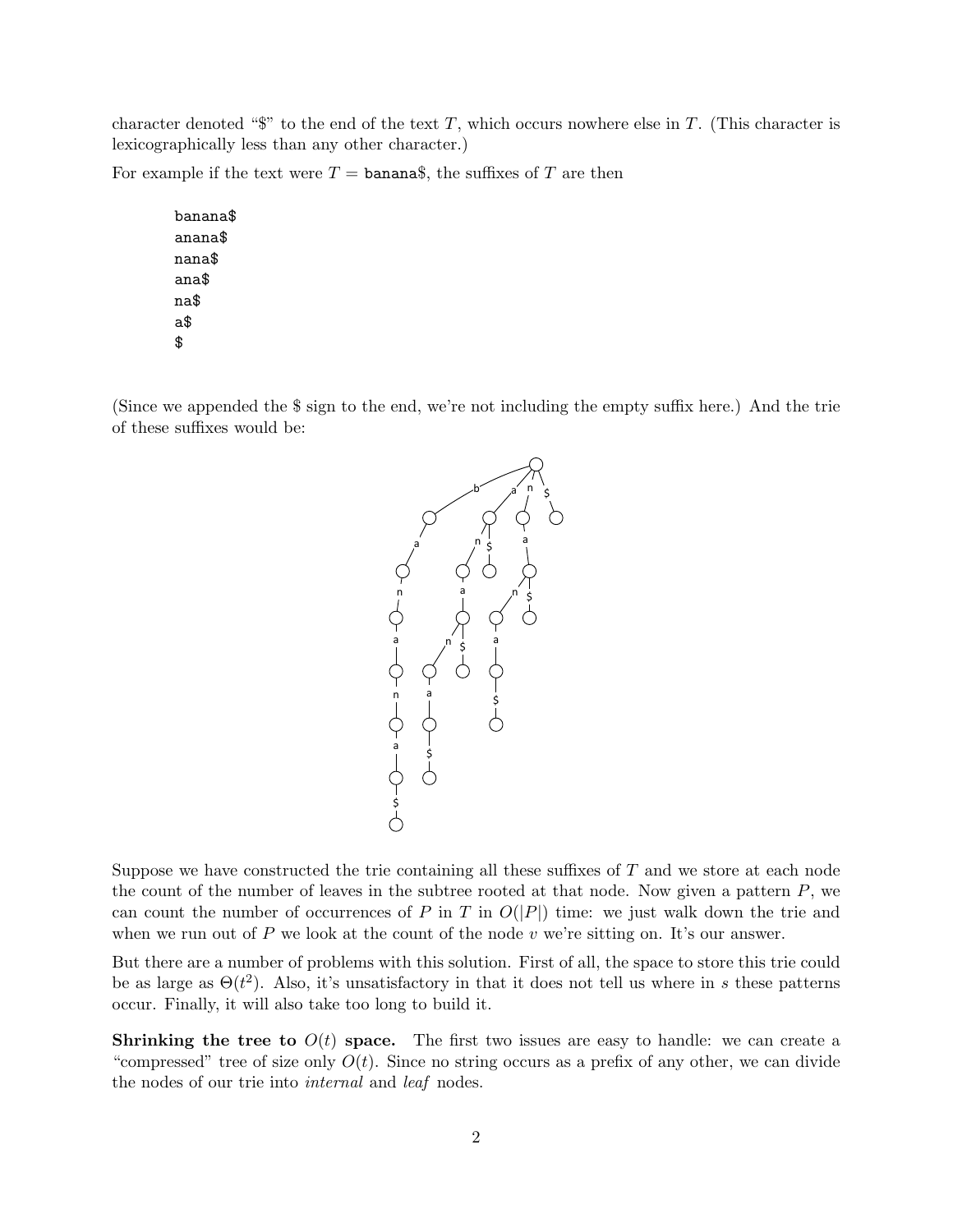character denoted "$" to the end of the text $T$, which occurs nowhere else in $T$. (This character is lexicographically less than any other character.)

For example if the text were $T =$ `banana$`, the suffixes of $T$ are then

```
banana$
anana$
nana$
ana$
na$
a$
$
```

(Since we appended the $ sign to the end, we're not including the empty suffix here.) And the trie of these suffixes would be:

Suppose we have constructed the trie containing all these suffixes of $T$ and we store at each node the count of the number of leaves in the subtree rooted at that node. Now given a pattern $P$, we can count the number of occurrences of $P$ in $T$ in $O(|P|)$ time: we just walk down the trie and when we run out of $P$ we look at the count of the node $v$ we're sitting on. It's our answer.

But there are a number of problems with this solution. First of all, the space to store this trie could be as large as $\Theta(t^2)$. Also, it's unsatisfactory in that it does not tell us where in $s$ these patterns occur. Finally, it will also take too long to build it.

**Shrinking the tree to $O(t)$ space.** The first two issues are easy to handle: we can create a "compressed" tree of size only $O(t)$. Since no string occurs as a prefix of any other, we can divide the nodes of our trie into *internal* and *leaf* nodes.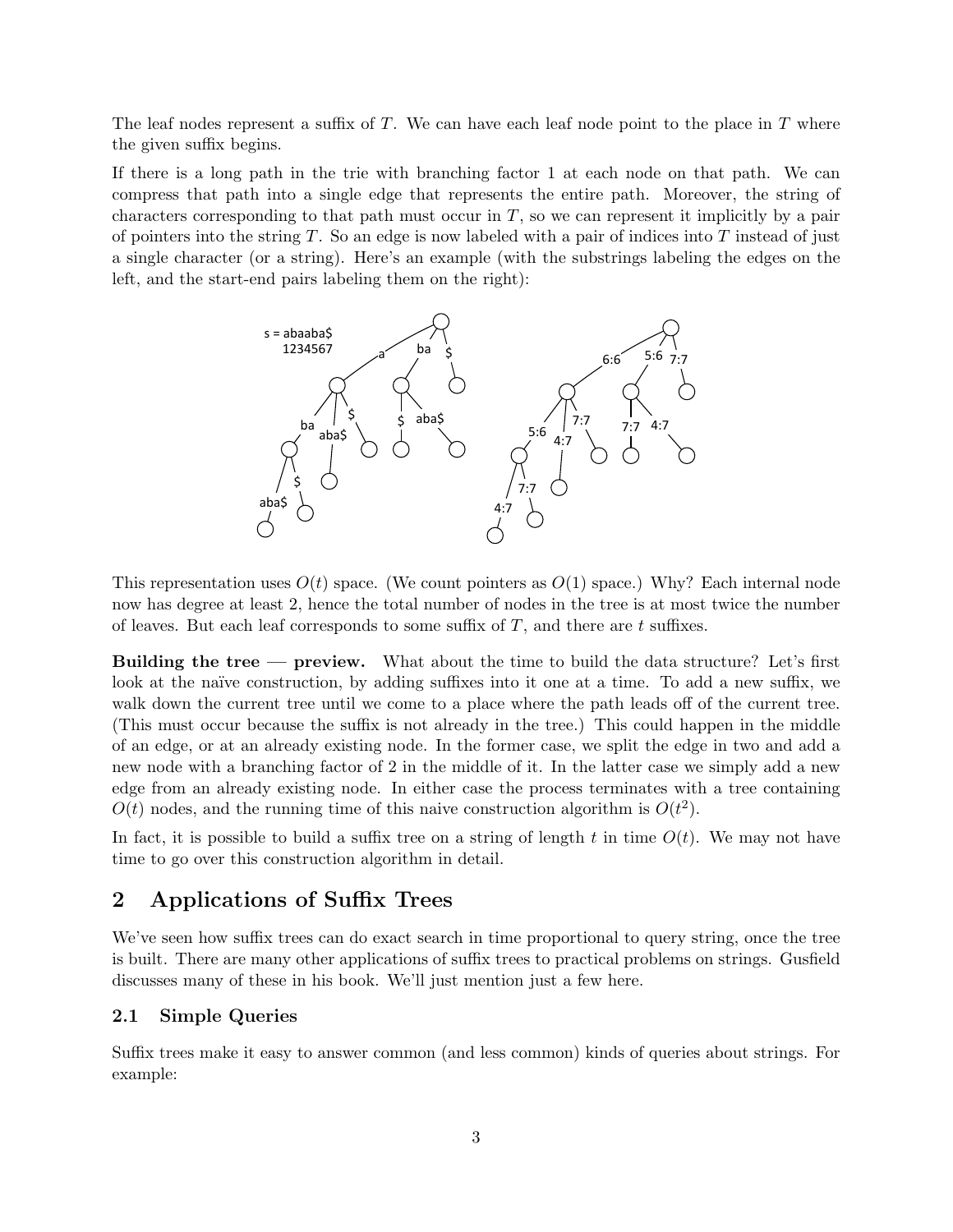The leaf nodes represent a suffix of $T$. We can have each leaf node point to the place in $T$ where the given suffix begins.

If there is a long path in the trie with branching factor 1 at each node on that path. We can compress that path into a single edge that represents the entire path. Moreover, the string of characters corresponding to that path must occur in $T$, so we can represent it implicitly by a pair of pointers into the string $T$. So an edge is now labeled with a pair of indices into $T$ instead of just a single character (or a string). Here's an example (with the substrings labeling the edges on the left, and the start-end pairs labeling them on the right):

This representation uses $O(t)$ space. (We count pointers as $O(1)$ space.) Why? Each internal node now has degree at least 2, hence the total number of nodes in the tree is at most twice the number of leaves. But each leaf corresponds to some suffix of $T$, and there are $t$ suffixes.

**Building the tree — preview.** What about the time to build the data structure? Let's first look at the naïve construction, by adding suffixes into it one at a time. To add a new suffix, we walk down the current tree until we come to a place where the path leads off of the current tree. (This must occur because the suffix is not already in the tree.) This could happen in the middle of an edge, or at an already existing node. In the former case, we split the edge in two and add a new node with a branching factor of 2 in the middle of it. In the latter case we simply add a new edge from an already existing node. In either case the process terminates with a tree containing $O(t)$ nodes, and the running time of this naive construction algorithm is $O(t^2)$.

In fact, it is possible to build a suffix tree on a string of length $t$ in time $O(t)$. We may not have time to go over this construction algorithm in detail.

## 2 Applications of Suffix Trees

We've seen how suffix trees can do exact search in time proportional to query string, once the tree is built. There are many other applications of suffix trees to practical problems on strings. Gusfield discusses many of these in his book. We'll just mention just a few here.

### 2.1 Simple Queries

Suffix trees make it easy to answer common (and less common) kinds of queries about strings. For example: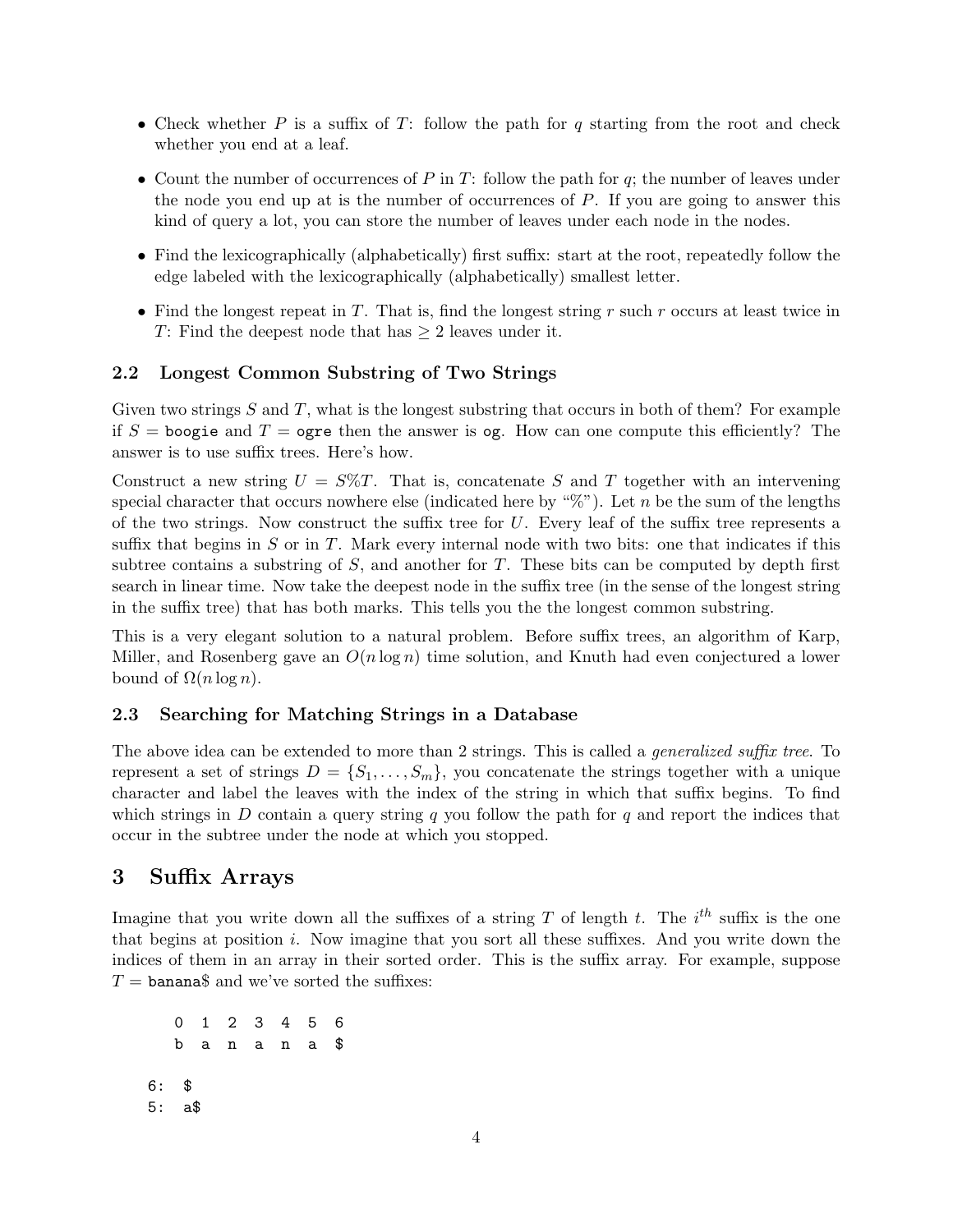- Check whether $P$ is a suffix of $T$: follow the path for $q$ starting from the root and check whether you end at a leaf.
- Count the number of occurrences of $P$ in $T$: follow the path for $q$; the number of leaves under the node you end up at is the number of occurrences of $P$. If you are going to answer this kind of query a lot, you can store the number of leaves under each node in the nodes.
- Find the lexicographically (alphabetically) first suffix: start at the root, repeatedly follow the edge labeled with the lexicographically (alphabetically) smallest letter.
- Find the longest repeat in $T$. That is, find the longest string $r$ such $r$ occurs at least twice in $T$: Find the deepest node that has $\geq 2$ leaves under it.

### 2.2 Longest Common Substring of Two Strings

Given two strings $S$ and $T$, what is the longest substring that occurs in both of them? For example if $S =$ `boogie` and $T =$ `ogre` then the answer is `og`. How can one compute this efficiently? The answer is to use suffix trees. Here's how.

Construct a new string $U = S\%T$. That is, concatenate $S$ and $T$ together with an intervening special character that occurs nowhere else (indicated here by "%"). Let $n$ be the sum of the lengths of the two strings. Now construct the suffix tree for $U$. Every leaf of the suffix tree represents a suffix that begins in $S$ or in $T$. Mark every internal node with two bits: one that indicates if this subtree contains a substring of $S$, and another for $T$. These bits can be computed by depth first search in linear time. Now take the deepest node in the suffix tree (in the sense of the longest string in the suffix tree) that has both marks. This tells you the the longest common substring.

This is a very elegant solution to a natural problem. Before suffix trees, an algorithm of Karp, Miller, and Rosenberg gave an $O(n \log n)$ time solution, and Knuth had even conjectured a lower bound of $\Omega(n \log n)$.

### 2.3 Searching for Matching Strings in a Database

The above idea can be extended to more than 2 strings. This is called a *generalized suffix tree*. To represent a set of strings $D = \{S_1, \ldots, S_m\}$, you concatenate the strings together with a unique character and label the leaves with the index of the string in which that suffix begins. To find which strings in $D$ contain a query string $q$ you follow the path for $q$ and report the indices that occur in the subtree under the node at which you stopped.

## 3 Suffix Arrays

Imagine that you write down all the suffixes of a string $T$ of length $t$. The $i^{th}$ suffix is the one that begins at position $i$. Now imagine that you sort all these suffixes. And you write down the indices of them in an array in their sorted order. This is the suffix array. For example, suppose $T =$ `banana$` and we've sorted the suffixes:

```
    0 1 2 3 4 5 6
    b a n a n a $

6:  $
5:  a$
```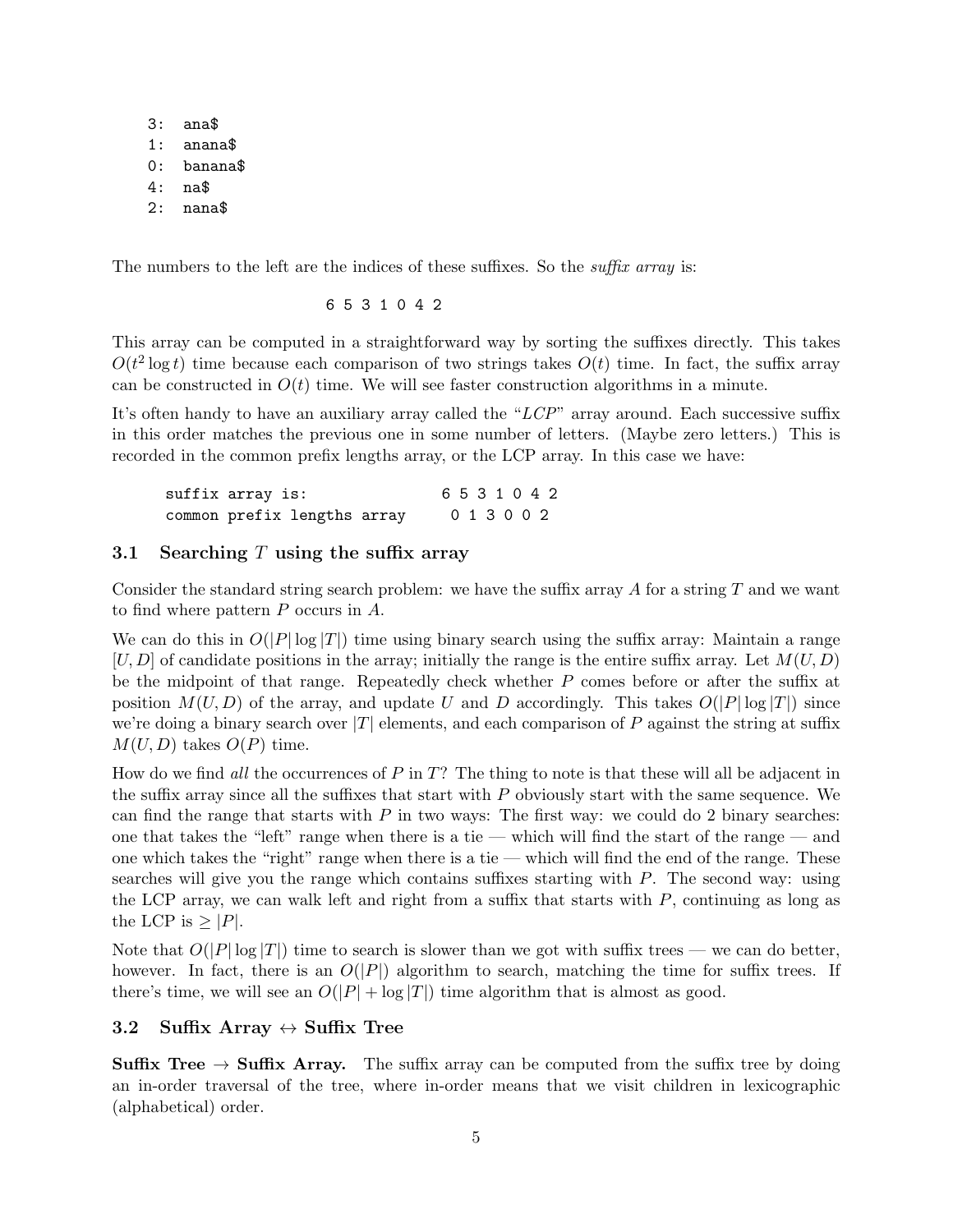```
3:  ana$
1:  anana$
0:  banana$
4:  na$
2:  nana$
```

The numbers to the left are the indices of these suffixes. So the *suffix array* is:

```
6 5 3 1 0 4 2
```

This array can be computed in a straightforward way by sorting the suffixes directly. This takes $O(t^2 \log t)$ time because each comparison of two strings takes $O(t)$ time. In fact, the suffix array can be constructed in $O(t)$ time. We will see faster construction algorithms in a minute.

It's often handy to have an auxiliary array called the "*LCP*" array around. Each successive suffix in this order matches the previous one in some number of letters. (Maybe zero letters.) This is recorded in the common prefix lengths array, or the LCP array. In this case we have:

```
suffix array is:              6 5 3 1 0 4 2
common prefix lengths array    0 1 3 0 0 2
```

### 3.1 Searching $T$ using the suffix array

Consider the standard string search problem: we have the suffix array $A$ for a string $T$ and we want to find where pattern $P$ occurs in $A$.

We can do this in $O(|P| \log |T|)$ time using binary search using the suffix array: Maintain a range $[U, D]$ of candidate positions in the array; initially the range is the entire suffix array. Let $M(U, D)$ be the midpoint of that range. Repeatedly check whether $P$ comes before or after the suffix at position $M(U, D)$ of the array, and update $U$ and $D$ accordingly. This takes $O(|P| \log |T|)$ since we're doing a binary search over $|T|$ elements, and each comparison of $P$ against the string at suffix $M(U, D)$ takes $O(P)$ time.

How do we find *all* the occurrences of $P$ in $T$? The thing to note is that these will all be adjacent in the suffix array since all the suffixes that start with $P$ obviously start with the same sequence. We can find the range that starts with $P$ in two ways: The first way: we could do 2 binary searches: one that takes the "left" range when there is a tie — which will find the start of the range — and one which takes the "right" range when there is a tie — which will find the end of the range. These searches will give you the range which contains suffixes starting with $P$. The second way: using the LCP array, we can walk left and right from a suffix that starts with $P$, continuing as long as the LCP is $\geq |P|$.

Note that $O(|P| \log |T|)$ time to search is slower than we got with suffix trees — we can do better, however. In fact, there is an $O(|P|)$ algorithm to search, matching the time for suffix trees. If there's time, we will see an $O(|P| + \log |T|)$ time algorithm that is almost as good.

### 3.2 Suffix Array $\leftrightarrow$ Suffix Tree

**Suffix Tree $\rightarrow$ Suffix Array.** The suffix array can be computed from the suffix tree by doing an in-order traversal of the tree, where in-order means that we visit children in lexicographic (alphabetical) order.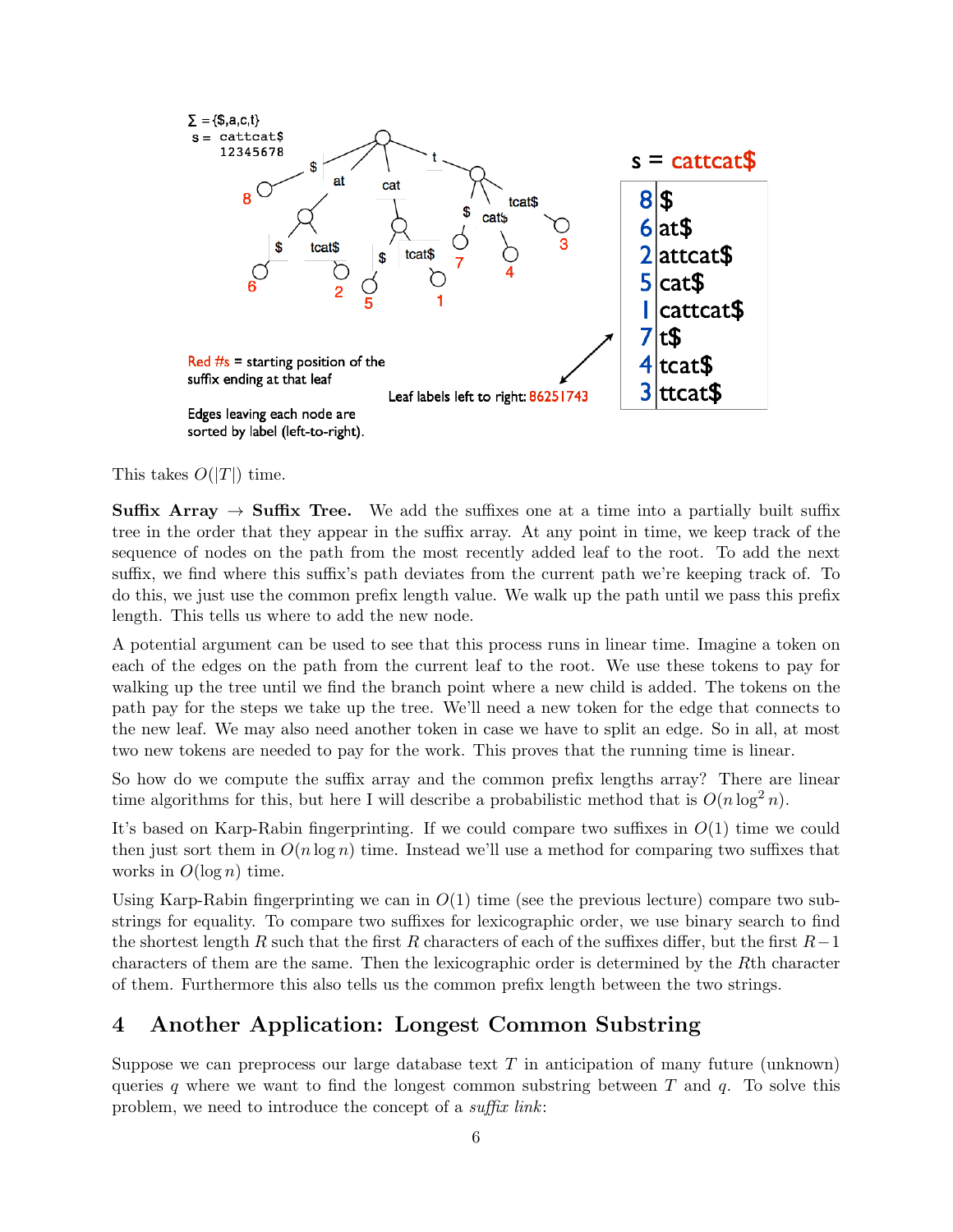This takes $O(|T|)$ time.

**Suffix Array → Suffix Tree.** We add the suffixes one at a time into a partially built suffix tree in the order that they appear in the suffix array. At any point in time, we keep track of the sequence of nodes on the path from the most recently added leaf to the root. To add the next suffix, we find where this suffix's path deviates from the current path we're keeping track of. To do this, we just use the common prefix length value. We walk up the path until we pass this prefix length. This tells us where to add the new node.

A potential argument can be used to see that this process runs in linear time. Imagine a token on each of the edges on the path from the current leaf to the root. We use these tokens to pay for walking up the tree until we find the branch point where a new child is added. The tokens on the path pay for the steps we take up the tree. We'll need a new token for the edge that connects to the new leaf. We may also need another token in case we have to split an edge. So in all, at most two new tokens are needed to pay for the work. This proves that the running time is linear.

So how do we compute the suffix array and the common prefix lengths array? There are linear time algorithms for this, but here I will describe a probabilistic method that is $O(n \log^2 n)$.

It's based on Karp-Rabin fingerprinting. If we could compare two suffixes in $O(1)$ time we could then just sort them in $O(n \log n)$ time. Instead we'll use a method for comparing two suffixes that works in $O(\log n)$ time.

Using Karp-Rabin fingerprinting we can in $O(1)$ time (see the previous lecture) compare two substrings for equality. To compare two suffixes for lexicographic order, we use binary search to find the shortest length $R$ such that the first $R$ characters of each of the suffixes differ, but the first $R-1$ characters of them are the same. Then the lexicographic order is determined by the $R$th character of them. Furthermore this also tells us the common prefix length between the two strings.

## 4 Another Application: Longest Common Substring

Suppose we can preprocess our large database text $T$ in anticipation of many future (unknown) queries $q$ where we want to find the longest common substring between $T$ and $q$. To solve this problem, we need to introduce the concept of a *suffix link*: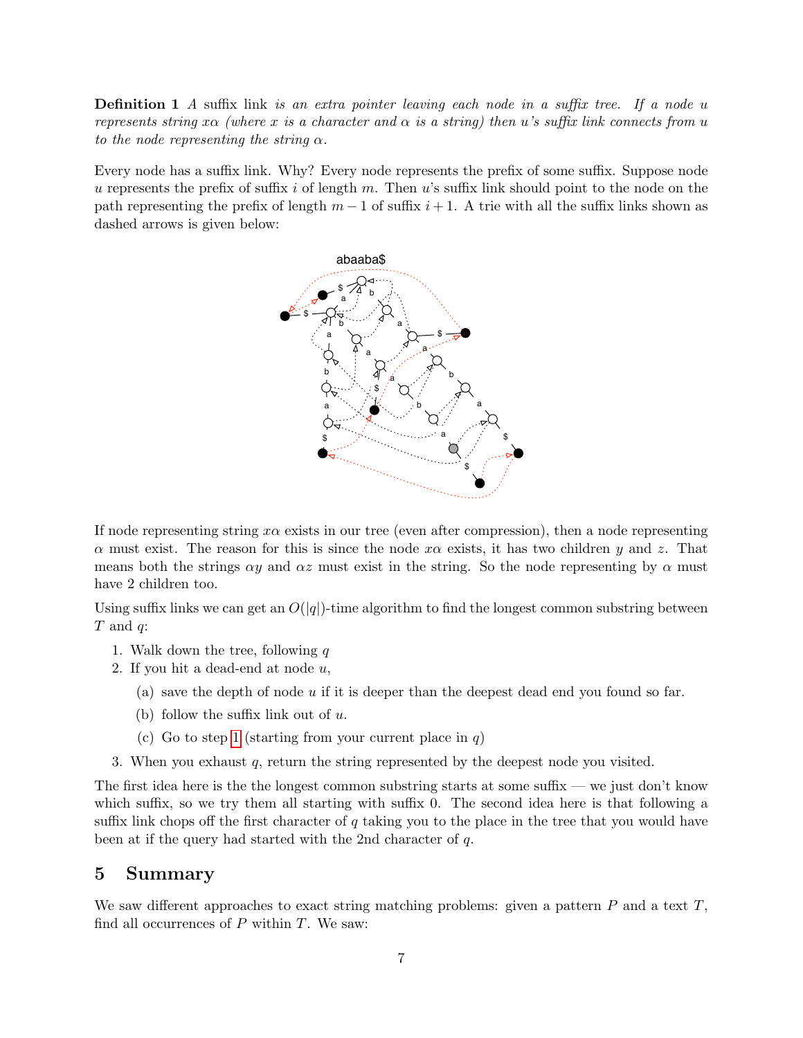**Definition 1** *A* suffix link *is an extra pointer leaving each node in a suffix tree. If a node $u$ represents string $x\alpha$ (where $x$ is a character and $\alpha$ is a string) then $u$'s suffix link connects from $u$ to the node representing the string $\alpha$.*

Every node has a suffix link. Why? Every node represents the prefix of some suffix. Suppose node $u$ represents the prefix of suffix $i$ of length $m$. Then $u$'s suffix link should point to the node on the path representing the prefix of length $m-1$ of suffix $i+1$. A trie with all the suffix links shown as dashed arrows is given below:

If node representing string $x\alpha$ exists in our tree (even after compression), then a node representing $\alpha$ must exist. The reason for this is since the node $x\alpha$ exists, it has two children $y$ and $z$. That means both the strings $\alpha y$ and $\alpha z$ must exist in the string. So the node representing by $\alpha$ must have 2 children too.

Using suffix links we can get an $O(|q|)$-time algorithm to find the longest common substring between $T$ and $q$:

1. Walk down the tree, following $q$
2. If you hit a dead-end at node $u$,
   (a) save the depth of node $u$ if it is deeper than the deepest dead end you found so far.
   (b) follow the suffix link out of $u$.
   (c) Go to step 1 (starting from your current place in $q$)
3. When you exhaust $q$, return the string represented by the deepest node you visited.

The first idea here is the the longest common substring starts at some suffix — we just don't know which suffix, so we try them all starting with suffix 0. The second idea here is that following a suffix link chops off the first character of $q$ taking you to the place in the tree that you would have been at if the query had started with the 2nd character of $q$.

## 5 Summary

We saw different approaches to exact string matching problems: given a pattern $P$ and a text $T$, find all occurrences of $P$ within $T$. We saw: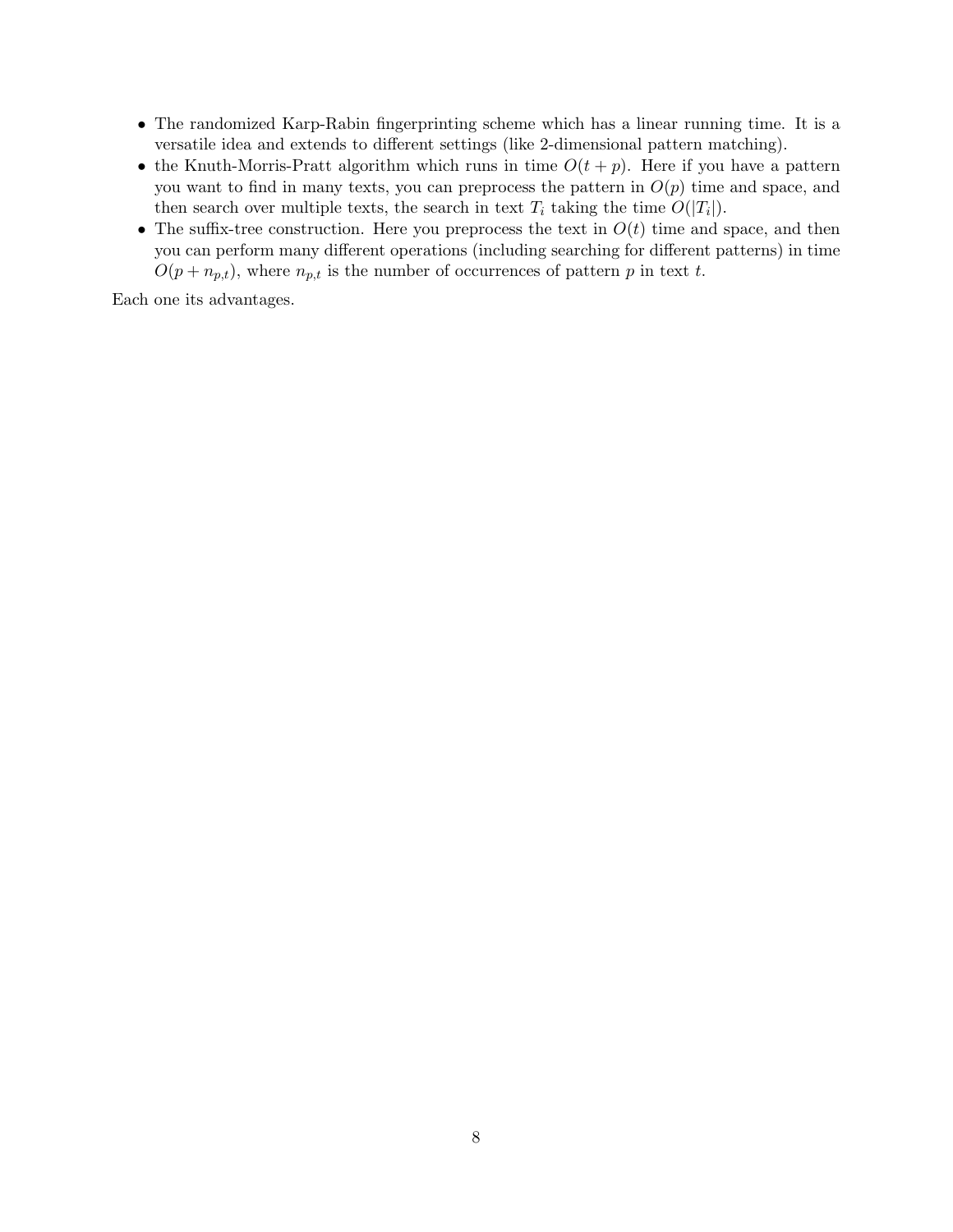- The randomized Karp-Rabin fingerprinting scheme which has a linear running time. It is a versatile idea and extends to different settings (like 2-dimensional pattern matching).
- the Knuth-Morris-Pratt algorithm which runs in time $O(t + p)$. Here if you have a pattern you want to find in many texts, you can preprocess the pattern in $O(p)$ time and space, and then search over multiple texts, the search in text $T_i$ taking the time $O(|T_i|)$.
- The suffix-tree construction. Here you preprocess the text in $O(t)$ time and space, and then you can perform many different operations (including searching for different patterns) in time $O(p + n_{p,t})$, where $n_{p,t}$ is the number of occurrences of pattern $p$ in text $t$.

Each one its advantages.